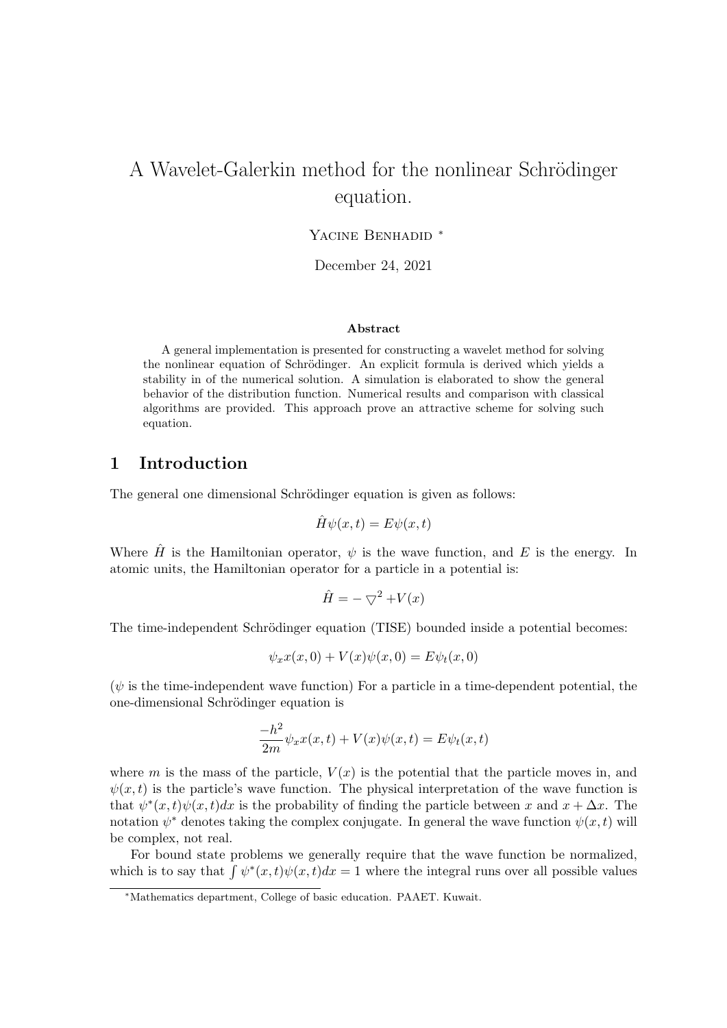# A Wavelet-Galerkin method for the nonlinear Schrödinger equation.

Yacine Benhadid [*]

December 24, 2021

### Abstract

A general implementation is presented for constructing a wavelet method for solving the nonlinear equation of Schrödinger. An explicit formula is derived which yields a stability in of the numerical solution. A simulation is elaborated to show the general behavior of the distribution function. Numerical results and comparison with classical algorithms are provided. This approach prove an attractive scheme for solving such equation.

## 1 Introduction

The general one dimensional Schrödinger equation is given as follows:

$$\hat{H}\psi(x,t) = E\psi(x,t)$$

Where $\hat{H}$ is the Hamiltonian operator, $\psi$ is the wave function, and $E$ is the energy. In atomic units, the Hamiltonian operator for a particle in a potential is:

$$\hat{H} = -\bigtriangledown^2 + V(x)$$

The time-independent Schrödinger equation (TISE) bounded inside a potential becomes:

$$\psi_x x(x,0) + V(x)\psi(x,0) = E\psi_t(x,0)$$

($\psi$ is the time-independent wave function) For a particle in a time-dependent potential, the one-dimensional Schrödinger equation is

$$\frac{-h^2}{2m}\psi_x x(x,t) + V(x)\psi(x,t) = E\psi_t(x,t)$$

where $m$ is the mass of the particle, $V(x)$ is the potential that the particle moves in, and $\psi(x,t)$ is the particle's wave function. The physical interpretation of the wave function is that $\psi^*(x,t)\psi(x,t)dx$ is the probability of finding the particle between $x$ and $x + \Delta x$. The notation $\psi^*$ denotes taking the complex conjugate. In general the wave function $\psi(x,t)$ will be complex, not real.

For bound state problems we generally require that the wave function be normalized, which is to say that $\int \psi^*(x,t)\psi(x,t)dx = 1$ where the integral runs over all possible values

[*] Mathematics department, College of basic education. PAAET. Kuwait.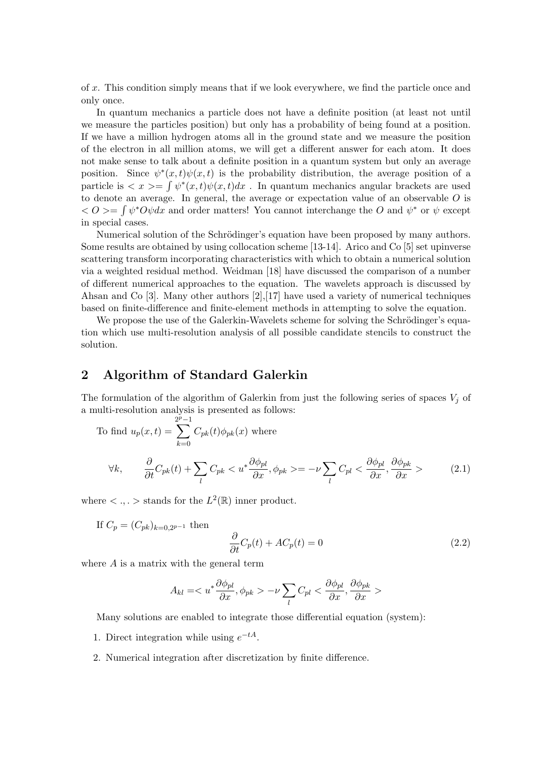of $x$. This condition simply means that if we look everywhere, we find the particle once and only once.

In quantum mechanics a particle does not have a definite position (at least not until we measure the particles position) but only has a probability of being found at a position. If we have a million hydrogen atoms all in the ground state and we measure the position of the electron in all million atoms, we will get a different answer for each atom. It does not make sense to talk about a definite position in a quantum system but only an average position. Since $\psi^*(x,t)\psi(x,t)$ is the probability distribution, the average position of a particle is $<x>=\int \psi^*(x,t)\psi(x,t)dx$ . In quantum mechanics angular brackets are used to denote an average. In general, the average or expectation value of an observable $O$ is $<O>=\int \psi^* O \psi dx$ and order matters! You cannot interchange the $O$ and $\psi^*$ or $\psi$ except in special cases.

Numerical solution of the Schrödinger's equation have been proposed by many authors. Some results are obtained by using collocation scheme [13-14]. Arico and Co [5] set upinverse scattering transform incorporating characteristics with which to obtain a numerical solution via a weighted residual method. Weidman [18] have discussed the comparison of a number of different numerical approaches to the equation. The wavelets approach is discussed by Ahsan and Co [3]. Many other authors [2],[17] have used a variety of numerical techniques based on finite-difference and finite-element methods in attempting to solve the equation.

We propose the use of the Galerkin-Wavelets scheme for solving the Schrödinger's equation which use multi-resolution analysis of all possible candidate stencils to construct the solution.

## 2 Algorithm of Standard Galerkin

The formulation of the algorithm of Galerkin from just the following series of spaces $V_j$ of a multi-resolution analysis is presented as follows:

To find $u_p(x,t)=\sum_{k=0}^{2^p-1} C_{pk}(t)\phi_{pk}(x)$ where

$$\forall k, \qquad \frac{\partial}{\partial t}C_{pk}(t)+\sum_l C_{pk} < u^*\frac{\partial \phi_{pl}}{\partial x}, \phi_{pk} > = -\nu \sum_l C_{pl} < \frac{\partial \phi_{pl}}{\partial x}, \frac{\partial \phi_{pk}}{\partial x} > \tag{2.1}$$

where $<.,.>$ stands for the $L^2(\mathbb{R})$ inner product.

If $C_p=(C_{pk})_{k=0,2^{p-1}}$ then

$$\frac{\partial}{\partial t}C_p(t)+AC_p(t)=0 \tag{2.2}$$

where $A$ is a matrix with the general term

$$A_{kl}=< u^*\frac{\partial \phi_{pl}}{\partial x}, \phi_{pk} > -\nu \sum_l C_{pl} < \frac{\partial \phi_{pl}}{\partial x}, \frac{\partial \phi_{pk}}{\partial x} >$$

Many solutions are enabled to integrate those differential equation (system):

1. Direct integration while using $e^{-tA}$.
2. Numerical integration after discretization by finite difference.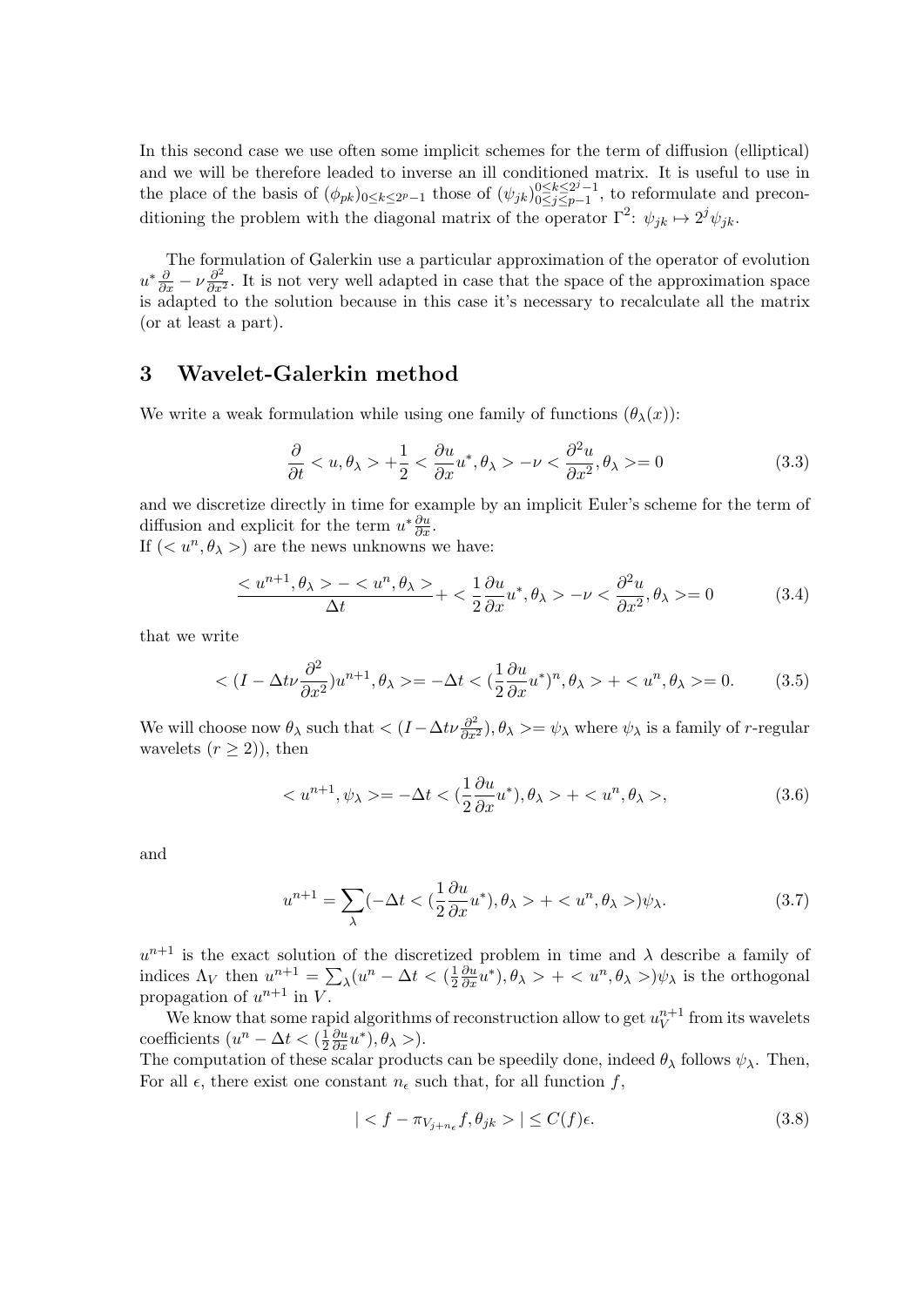In this second case we use often some implicit schemes for the term of diffusion (elliptical) and we will be therefore leaded to inverse an ill conditioned matrix. It is useful to use in the place of the basis of $(\phi_{pk})_{0\leq k\leq 2^p-1}$ those of $(\psi_{jk})_{0\leq j\leq p-1}^{0\leq k\leq 2^j-1}$, to reformulate and preconditioning the problem with the diagonal matrix of the operator $\Gamma^2$: $\psi_{jk}\mapsto 2^j\psi_{jk}$.

The formulation of Galerkin use a particular approximation of the operator of evolution $u^*\frac{\partial}{\partial x}-\nu\frac{\partial^2}{\partial x^2}$. It is not very well adapted in case that the space of the approximation space is adapted to the solution because in this case it's necessary to recalculate all the matrix (or at least a part).

## 3 Wavelet-Galerkin method

We write a weak formulation while using one family of functions $(\theta_\lambda(x))$:

$$\frac{\partial}{\partial t} < u, \theta_\lambda > + \frac{1}{2} < \frac{\partial u}{\partial x}u^*, \theta_\lambda > -\nu < \frac{\partial^2 u}{\partial x^2}, \theta_\lambda >= 0 \tag{3.3}$$

and we discretize directly in time for example by an implicit Euler's scheme for the term of diffusion and explicit for the term $u^*\frac{\partial u}{\partial x}$.
If $(< u^n, \theta_\lambda >)$ are the news unknowns we have:

$$\frac{< u^{n+1}, \theta_\lambda > - < u^n, \theta_\lambda >}{\Delta t} + < \frac{1}{2}\frac{\partial u}{\partial x}u^*, \theta_\lambda > -\nu < \frac{\partial^2 u}{\partial x^2}, \theta_\lambda >= 0 \tag{3.4}$$

that we write

$$< (I - \Delta t\nu\frac{\partial^2}{\partial x^2})u^{n+1}, \theta_\lambda >= -\Delta t < (\frac{1}{2}\frac{\partial u}{\partial x}u^*)^n, \theta_\lambda > + < u^n, \theta_\lambda >= 0. \tag{3.5}$$

We will choose now $\theta_\lambda$ such that $< (I - \Delta t\nu\frac{\partial^2}{\partial x^2}), \theta_\lambda >= \psi_\lambda$ where $\psi_\lambda$ is a family of $r$-regular wavelets ($r \geq 2$)), then

$$< u^{n+1}, \psi_\lambda >= -\Delta t < (\frac{1}{2}\frac{\partial u}{\partial x}u^*), \theta_\lambda > + < u^n, \theta_\lambda >, \tag{3.6}$$

and

$$u^{n+1} = \sum_\lambda (-\Delta t < (\frac{1}{2}\frac{\partial u}{\partial x}u^*), \theta_\lambda > + < u^n, \theta_\lambda >)\psi_\lambda. \tag{3.7}$$

$u^{n+1}$ is the exact solution of the discretized problem in time and $\lambda$ describe a family of indices $\Lambda_V$ then $u^{n+1} = \sum_\lambda (u^n - \Delta t < (\frac{1}{2}\frac{\partial u}{\partial x}u^*), \theta_\lambda > + < u^n, \theta_\lambda >)\psi_\lambda$ is the orthogonal propagation of $u^{n+1}$ in $V$.

We know that some rapid algorithms of reconstruction allow to get $u_V^{n+1}$ from its wavelets coefficients $(u^n - \Delta t < (\frac{1}{2}\frac{\partial u}{\partial x}u^*), \theta_\lambda >)$.
The computation of these scalar products can be speedily done, indeed $\theta_\lambda$ follows $\psi_\lambda$. Then, For all $\epsilon$, there exist one constant $n_\epsilon$ such that, for all function $f$,

$$| < f - \pi_{V_{j+n_\epsilon}} f, \theta_{jk} > | \leq C(f)\epsilon. \tag{3.8}$$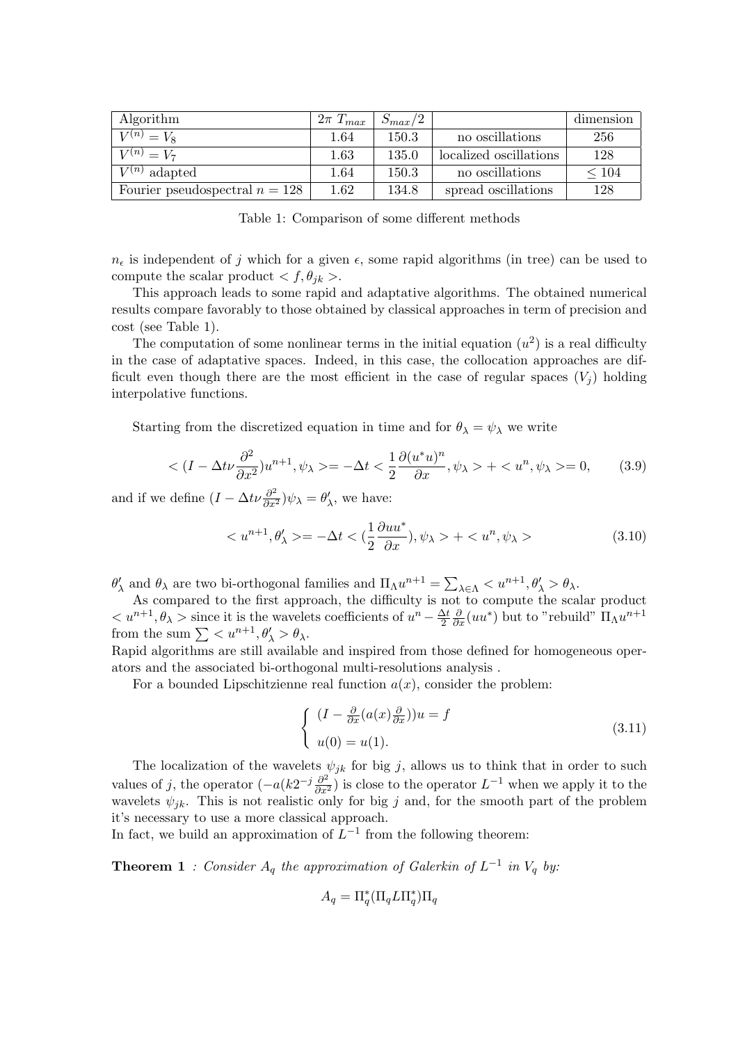| Algorithm | $2\pi\ T_{max}$ | $S_{max}/2$ | | dimension |
|---|---|---|---|---|
| $V^{(n)} = V_8$ | 1.64 | 150.3 | no oscillations | 256 |
| $V^{(n)} = V_7$ | 1.63 | 135.0 | localized oscillations | 128 |
| $V^{(n)}$ adapted | 1.64 | 150.3 | no oscillations | $\leq 104$ |
| Fourier pseudospectral $n = 128$ | 1.62 | 134.8 | spread oscillations | 128 |

Table 1: Comparison of some different methods

$n_\epsilon$ is independent of $j$ which for a given $\epsilon$, some rapid algorithms (in tree) can be used to compute the scalar product $< f, \theta_{jk} >$.

This approach leads to some rapid and adaptative algorithms. The obtained numerical results compare favorably to those obtained by classical approaches in term of precision and cost (see Table 1).

The computation of some nonlinear terms in the initial equation ($u^2$) is a real difficulty in the case of adaptative spaces. Indeed, in this case, the collocation approaches are difficult even though there are the most efficient in the case of regular spaces ($V_j$) holding interpolative functions.

Starting from the discretized equation in time and for $\theta_\lambda = \psi_\lambda$ we write

$$< (I - \Delta t \nu \frac{\partial^2}{\partial x^2}) u^{n+1}, \psi_\lambda >= -\Delta t < \frac{1}{2} \frac{\partial (u^* u)^n}{\partial x}, \psi_\lambda > + < u^n, \psi_\lambda >= 0, \qquad (3.9)$$

and if we define $(I - \Delta t \nu \frac{\partial^2}{\partial x^2}) \psi_\lambda = \theta'_\lambda$, we have:

$$< u^{n+1}, \theta'_\lambda >= -\Delta t < (\frac{1}{2} \frac{\partial u u^*}{\partial x}), \psi_\lambda > + < u^n, \psi_\lambda > \qquad (3.10)$$

$\theta'_\lambda$ and $\theta_\lambda$ are two bi-orthogonal families and $\Pi_\Lambda u^{n+1} = \sum_{\lambda \in \Lambda} < u^{n+1}, \theta'_\lambda > \theta_\lambda$.

As compared to the first approach, the difficulty is not to compute the scalar product $< u^{n+1}, \theta_\lambda >$ since it is the wavelets coefficients of $u^n - \frac{\Delta t}{2} \frac{\partial}{\partial x}(u u^*)$ but to "rebuild" $\Pi_\Lambda u^{n+1}$ from the sum $\sum < u^{n+1}, \theta'_\lambda > \theta_\lambda$.

Rapid algorithms are still available and inspired from those defined for homogeneous operators and the associated bi-orthogonal multi-resolutions analysis .

For a bounded Lipschitzienne real function $a(x)$, consider the problem:

$$\left\{ \begin{array}{l} (I - \frac{\partial}{\partial x}(a(x) \frac{\partial}{\partial x})) u = f \\ u(0) = u(1). \end{array} \right. \qquad (3.11)$$

The localization of the wavelets $\psi_{jk}$ for big $j$, allows us to think that in order to such values of $j$, the operator $(-a(k 2^{-j} \frac{\partial^2}{\partial x^2})$ is close to the operator $L^{-1}$ when we apply it to the wavelets $\psi_{jk}$. This is not realistic only for big $j$ and, for the smooth part of the problem it's necessary to use a more classical approach.

In fact, we build an approximation of $L^{-1}$ from the following theorem:

**Theorem 1** *: Consider $A_q$ the approximation of Galerkin of $L^{-1}$ in $V_q$ by:*

$$A_q = \Pi_q^* (\Pi_q L \Pi_q^*) \Pi_q$$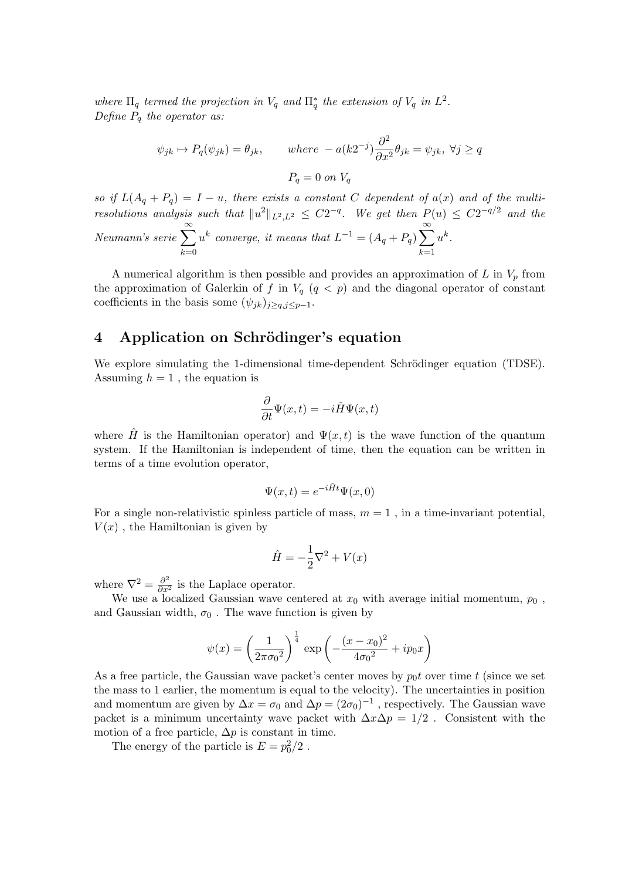*where $\Pi_q$ termed the projection in $V_q$ and $\Pi_q^*$ the extension of $V_q$ in $L^2$.*
*Define $P_q$ the operator as:*

$$\psi_{jk} \mapsto P_q(\psi_{jk}) = \theta_{jk}, \qquad \text{where } -a(k2^{-j})\frac{\partial^2}{\partial x^2}\theta_{jk} = \psi_{jk},\ \forall j \geq q$$

$$P_q = 0 \text{ on } V_q$$

*so if $L(A_q + P_q) = I - u$, there exists a constant $C$ dependent of $a(x)$ and of the multi-resolutions analysis such that $\|u^2\|_{L^2,L^2} \leq C2^{-q}$. We get then $P(u) \leq C2^{-q/2}$ and the Neumann's serie $\sum_{k=0}^{\infty} u^k$ converge, it means that $L^{-1} = (A_q + P_q)\sum_{k=1}^{\infty} u^k$.*

A numerical algorithm is then possible and provides an approximation of $L$ in $V_p$ from the approximation of Galerkin of $f$ in $V_q$ ($q < p$) and the diagonal operator of constant coefficients in the basis some $(\psi_{jk})_{j \geq q, j \leq p-1}$.

## 4 Application on Schrödinger's equation

We explore simulating the 1-dimensional time-dependent Schrödinger equation (TDSE). Assuming $h = 1$ , the equation is

$$\frac{\partial}{\partial t}\Psi(x,t) = -i\hat{H}\Psi(x,t)$$

where $\hat{H}$ is the Hamiltonian operator) and $\Psi(x,t)$ is the wave function of the quantum system. If the Hamiltonian is independent of time, then the equation can be written in terms of a time evolution operator,

$$\Psi(x,t) = e^{-i\hat{H}t}\Psi(x,0)$$

For a single non-relativistic spinless particle of mass, $m = 1$ , in a time-invariant potential, $V(x)$ , the Hamiltonian is given by

$$\hat{H} = -\frac{1}{2}\nabla^2 + V(x)$$

where $\nabla^2 = \frac{\partial^2}{\partial x^2}$ is the Laplace operator.

We use a localized Gaussian wave centered at $x_0$ with average initial momentum, $p_0$ , and Gaussian width, $\sigma_0$ . The wave function is given by

$$\psi(x) = \left(\frac{1}{2\pi{\sigma_0}^2}\right)^{\frac{1}{4}} \exp\left(-\frac{(x-x_0)^2}{4{\sigma_0}^2} + ip_0 x\right)$$

As a free particle, the Gaussian wave packet's center moves by $p_0 t$ over time $t$ (since we set the mass to 1 earlier, the momentum is equal to the velocity). The uncertainties in position and momentum are given by $\Delta x = \sigma_0$ and $\Delta p = (2\sigma_0)^{-1}$ , respectively. The Gaussian wave packet is a minimum uncertainty wave packet with $\Delta x \Delta p = 1/2$ . Consistent with the motion of a free particle, $\Delta p$ is constant in time.

The energy of the particle is $E = p_0^2/2$ .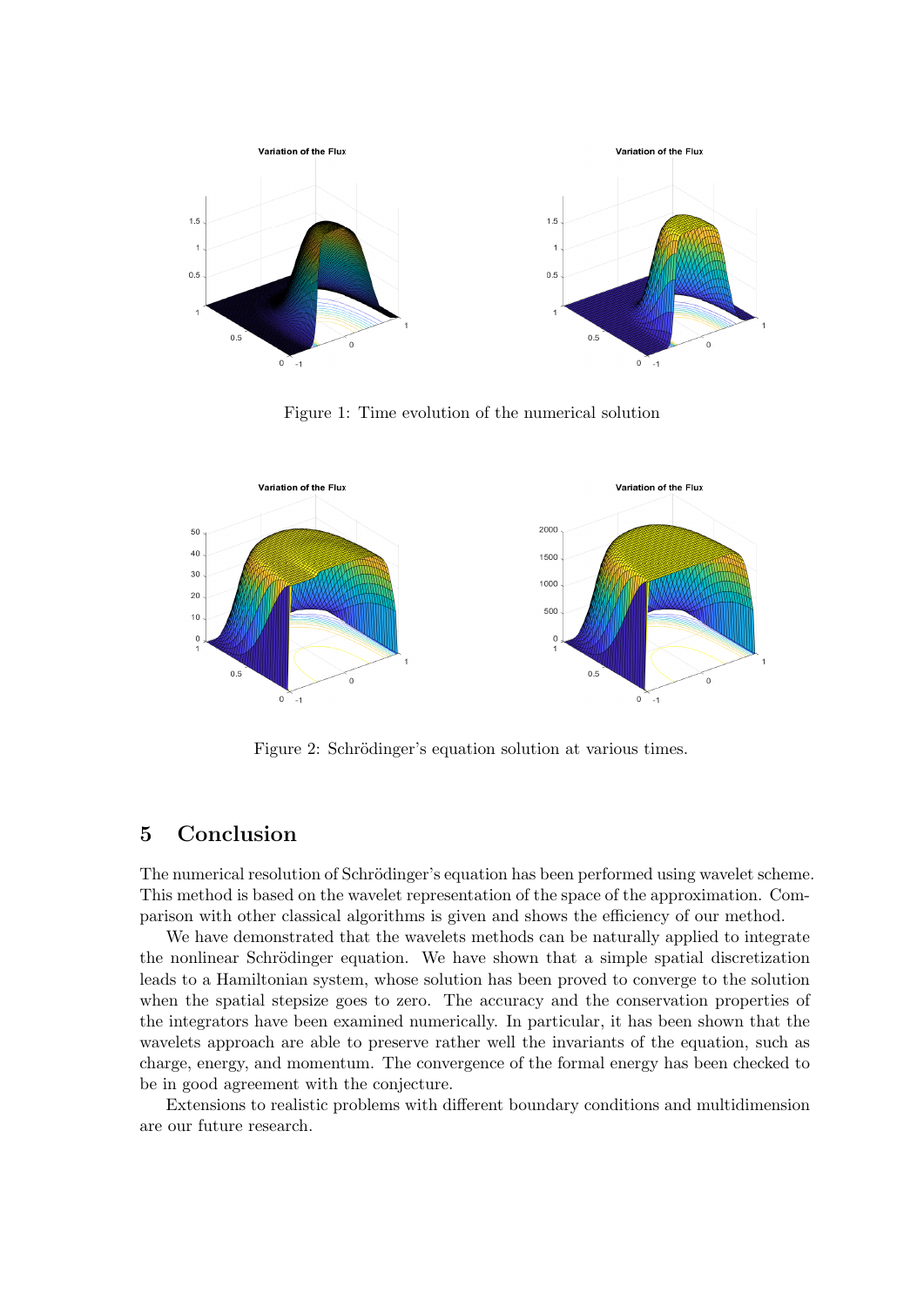Figure 1: Time evolution of the numerical solution

Figure 2: Schrödinger's equation solution at various times.

## 5 Conclusion

The numerical resolution of Schrödinger's equation has been performed using wavelet scheme. This method is based on the wavelet representation of the space of the approximation. Comparison with other classical algorithms is given and shows the efficiency of our method.

We have demonstrated that the wavelets methods can be naturally applied to integrate the nonlinear Schrödinger equation. We have shown that a simple spatial discretization leads to a Hamiltonian system, whose solution has been proved to converge to the solution when the spatial stepsize goes to zero. The accuracy and the conservation properties of the integrators have been examined numerically. In particular, it has been shown that the wavelets approach are able to preserve rather well the invariants of the equation, such as charge, energy, and momentum. The convergence of the formal energy has been checked to be in good agreement with the conjecture.

Extensions to realistic problems with different boundary conditions and multidimension are our future research.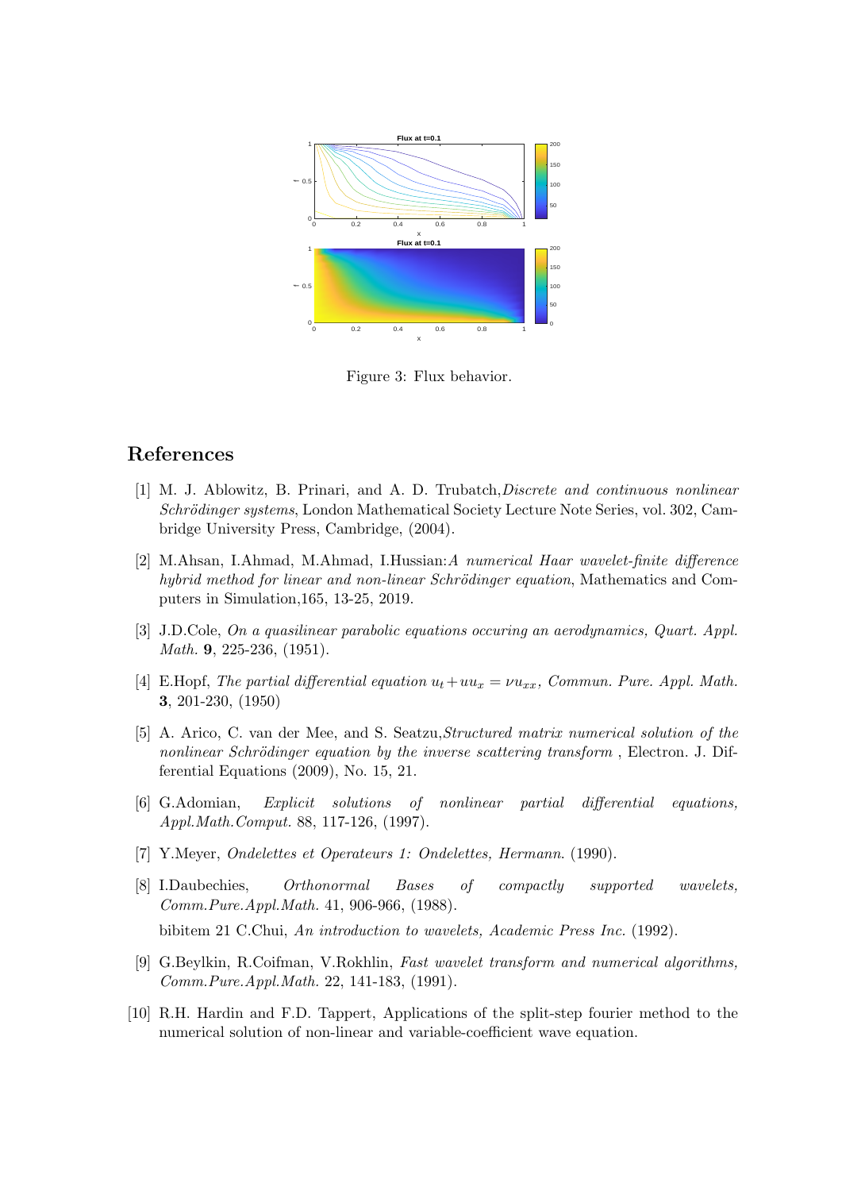Figure 3: Flux behavior.

## References

[1] M. J. Ablowitz, B. Prinari, and A. D. Trubatch,*Discrete and continuous nonlinear Schrödinger systems*, London Mathematical Society Lecture Note Series, vol. 302, Cambridge University Press, Cambridge, (2004).

[2] M.Ahsan, I.Ahmad, M.Ahmad, I.Hussian:*A numerical Haar wavelet-finite difference hybrid method for linear and non-linear Schrödinger equation*, Mathematics and Computers in Simulation,165, 13-25, 2019.

[3] J.D.Cole, *On a quasilinear parabolic equations occuring an aerodynamics, Quart. Appl. Math.* **9**, 225-236, (1951).

[4] E.Hopf, *The partial differential equation* $u_t + uu_x = \nu u_{xx}$, *Commun. Pure. Appl. Math.* **3**, 201-230, (1950)

[5] A. Arico, C. van der Mee, and S. Seatzu,*Structured matrix numerical solution of the nonlinear Schrödinger equation by the inverse scattering transform* , Electron. J. Differential Equations (2009), No. 15, 21.

[6] G.Adomian, *Explicit solutions of nonlinear partial differential equations, Appl.Math.Comput.* 88, 117-126, (1997).

[7] Y.Meyer, *Ondelettes et Operateurs 1: Ondelettes, Hermann*. (1990).

[8] I.Daubechies, *Orthonormal Bases of compactly supported wavelets, Comm.Pure.Appl.Math.* 41, 906-966, (1988).

bibitem 21 C.Chui, *An introduction to wavelets, Academic Press Inc.* (1992).

[9] G.Beylkin, R.Coifman, V.Rokhlin, *Fast wavelet transform and numerical algorithms, Comm.Pure.Appl.Math.* 22, 141-183, (1991).

[10] R.H. Hardin and F.D. Tappert, Applications of the split-step fourier method to the numerical solution of non-linear and variable-coefficient wave equation.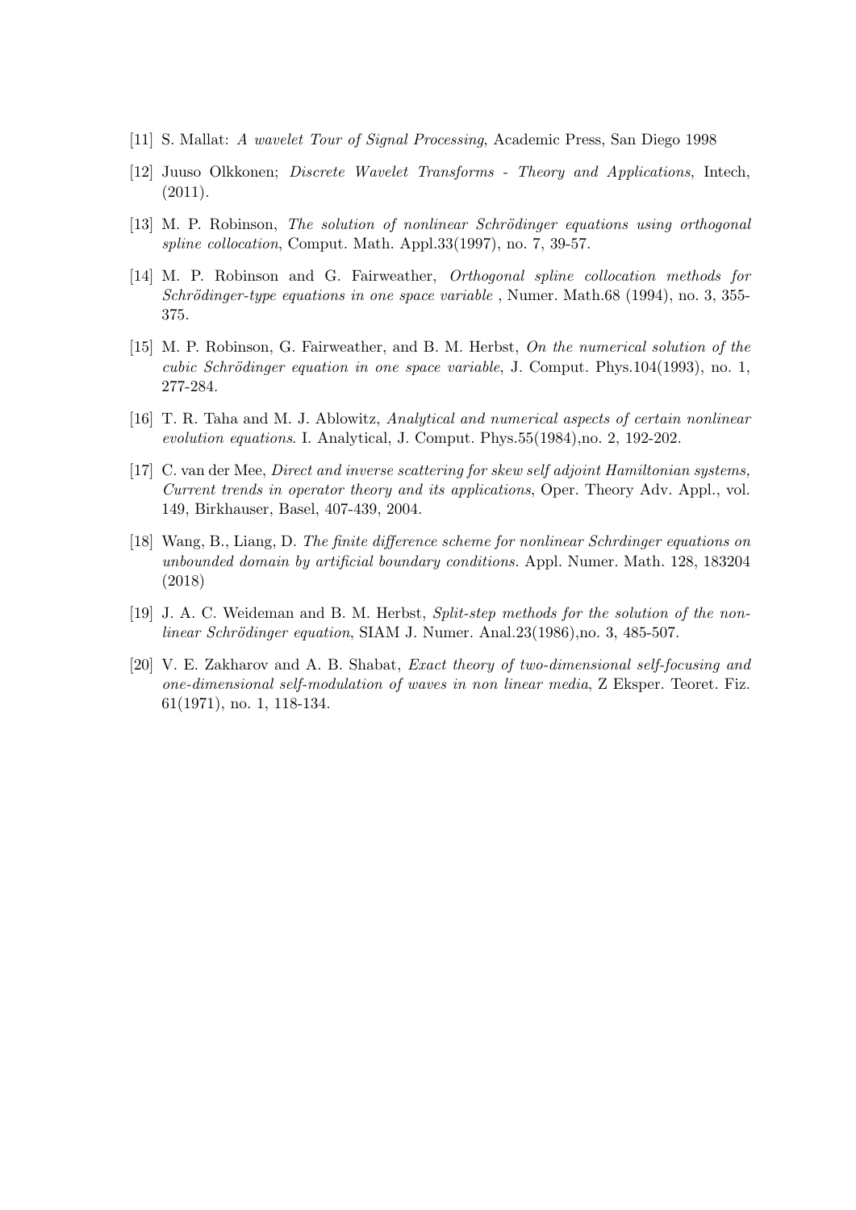[11] S. Mallat: *A wavelet Tour of Signal Processing*, Academic Press, San Diego 1998

[12] Juuso Olkkonen; *Discrete Wavelet Transforms - Theory and Applications*, Intech, (2011).

[13] M. P. Robinson, *The solution of nonlinear Schrödinger equations using orthogonal spline collocation*, Comput. Math. Appl.33(1997), no. 7, 39-57.

[14] M. P. Robinson and G. Fairweather, *Orthogonal spline collocation methods for Schrödinger-type equations in one space variable* , Numer. Math.68 (1994), no. 3, 355-375.

[15] M. P. Robinson, G. Fairweather, and B. M. Herbst, *On the numerical solution of the cubic Schrödinger equation in one space variable*, J. Comput. Phys.104(1993), no. 1, 277-284.

[16] T. R. Taha and M. J. Ablowitz, *Analytical and numerical aspects of certain nonlinear evolution equations*. I. Analytical, J. Comput. Phys.55(1984),no. 2, 192-202.

[17] C. van der Mee, *Direct and inverse scattering for skew self adjoint Hamiltonian systems, Current trends in operator theory and its applications*, Oper. Theory Adv. Appl., vol. 149, Birkhauser, Basel, 407-439, 2004.

[18] Wang, B., Liang, D. *The finite difference scheme for nonlinear Schrdinger equations on unbounded domain by artificial boundary conditions.* Appl. Numer. Math. 128, 183204 (2018)

[19] J. A. C. Weideman and B. M. Herbst, *Split-step methods for the solution of the nonlinear Schrödinger equation*, SIAM J. Numer. Anal.23(1986),no. 3, 485-507.

[20] V. E. Zakharov and A. B. Shabat, *Exact theory of two-dimensional self-focusing and one-dimensional self-modulation of waves in non linear media*, Z Eksper. Teoret. Fiz. 61(1971), no. 1, 118-134.